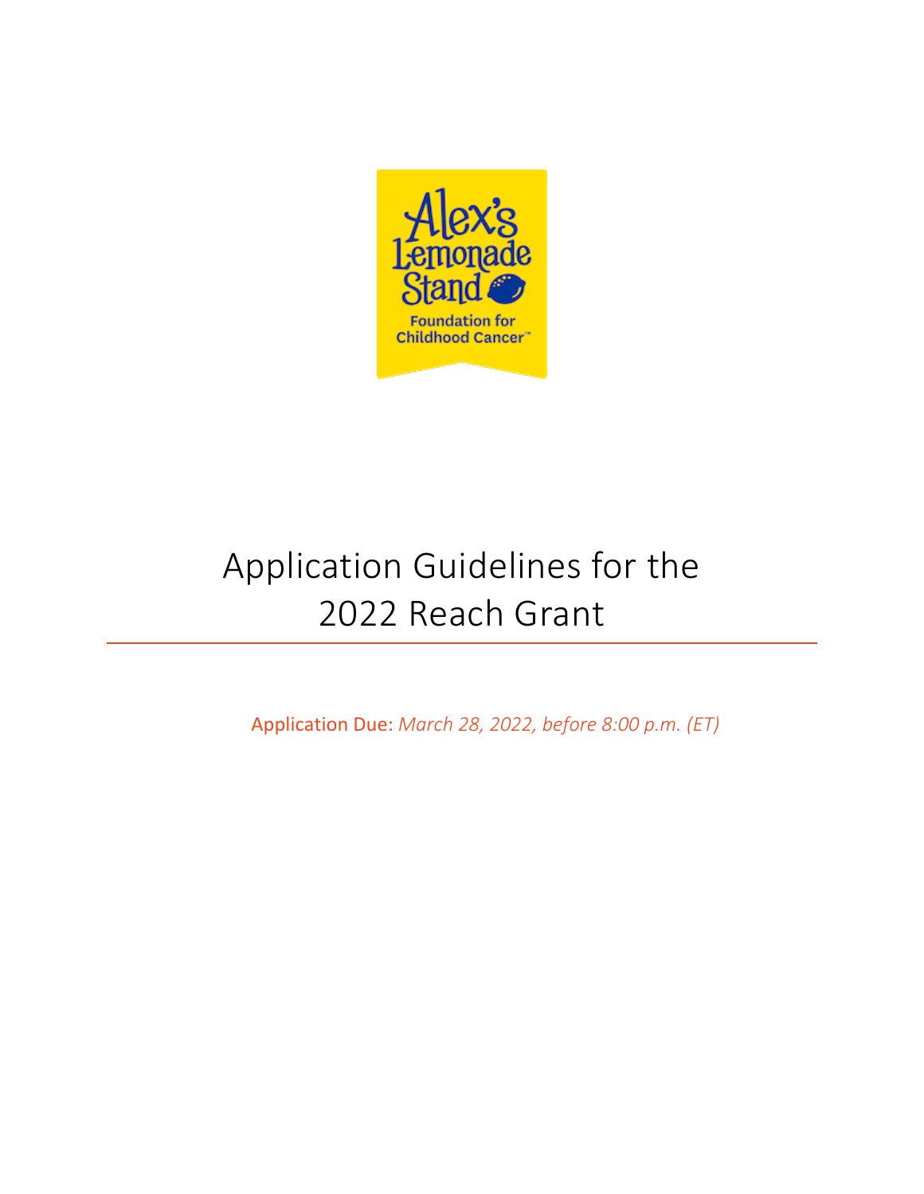# Application Guidelines for the 2022 Reach Grant

Application Due: *March 28, 2022, before 8:00 p.m. (ET)*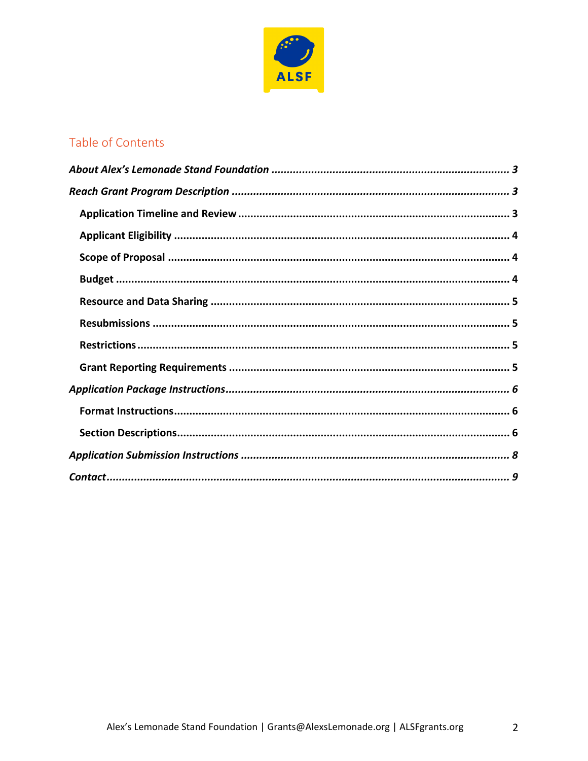## Table of Contents

*About Alex's Lemonade Stand Foundation* ..................................................... 3

*Reach Grant Program Description* ..................................................... 3

- **Application Timeline and Review** ..................................................... 3
- **Applicant Eligibility** ..................................................... 4
- **Scope of Proposal** ..................................................... 4
- **Budget** ..................................................... 4
- **Resource and Data Sharing** ..................................................... 5
- **Resubmissions** ..................................................... 5
- **Restrictions** ..................................................... 5
- **Grant Reporting Requirements** ..................................................... 5

*Application Package Instructions* ..................................................... 6

- **Format Instructions** ..................................................... 6
- **Section Descriptions** ..................................................... 6

*Application Submission Instructions* ..................................................... 8

*Contact* ..................................................... 9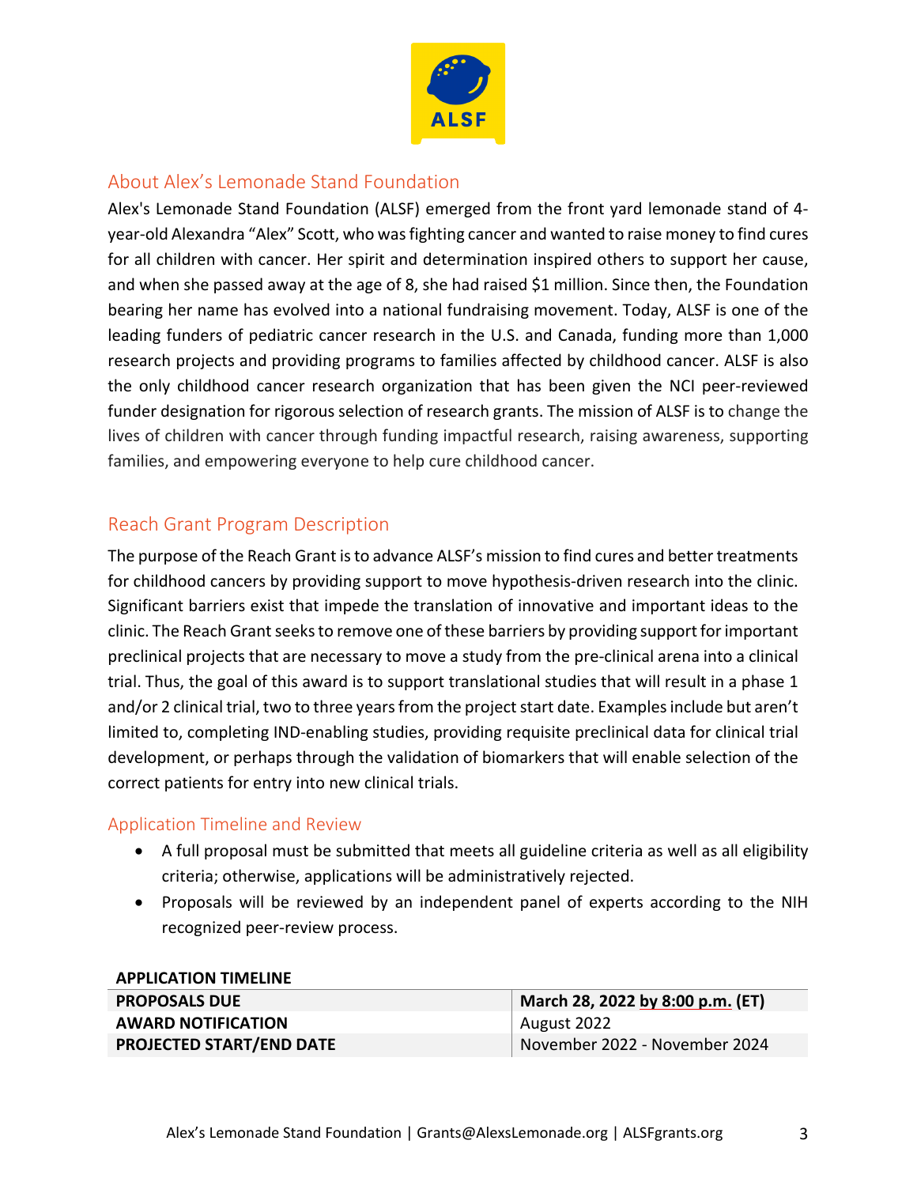## About Alex's Lemonade Stand Foundation

Alex's Lemonade Stand Foundation (ALSF) emerged from the front yard lemonade stand of 4-year-old Alexandra "Alex" Scott, who was fighting cancer and wanted to raise money to find cures for all children with cancer. Her spirit and determination inspired others to support her cause, and when she passed away at the age of 8, she had raised $1 million. Since then, the Foundation bearing her name has evolved into a national fundraising movement. Today, ALSF is one of the leading funders of pediatric cancer research in the U.S. and Canada, funding more than 1,000 research projects and providing programs to families affected by childhood cancer. ALSF is also the only childhood cancer research organization that has been given the NCI peer-reviewed funder designation for rigorous selection of research grants. The mission of ALSF is to change the lives of children with cancer through funding impactful research, raising awareness, supporting families, and empowering everyone to help cure childhood cancer.

## Reach Grant Program Description

The purpose of the Reach Grant is to advance ALSF's mission to find cures and better treatments for childhood cancers by providing support to move hypothesis-driven research into the clinic. Significant barriers exist that impede the translation of innovative and important ideas to the clinic. The Reach Grant seeks to remove one of these barriers by providing support for important preclinical projects that are necessary to move a study from the pre-clinical arena into a clinical trial. Thus, the goal of this award is to support translational studies that will result in a phase 1 and/or 2 clinical trial, two to three years from the project start date. Examples include but aren't limited to, completing IND-enabling studies, providing requisite preclinical data for clinical trial development, or perhaps through the validation of biomarkers that will enable selection of the correct patients for entry into new clinical trials.

## Application Timeline and Review

- A full proposal must be submitted that meets all guideline criteria as well as all eligibility criteria; otherwise, applications will be administratively rejected.
- Proposals will be reviewed by an independent panel of experts according to the NIH recognized peer-review process.

**APPLICATION TIMELINE**

| | |
|---|---|
| **PROPOSALS DUE** | **March 28, 2022 by 8:00 p.m. (ET)** |
| **AWARD NOTIFICATION** | August 2022 |
| **PROJECTED START/END DATE** | November 2022 - November 2024 |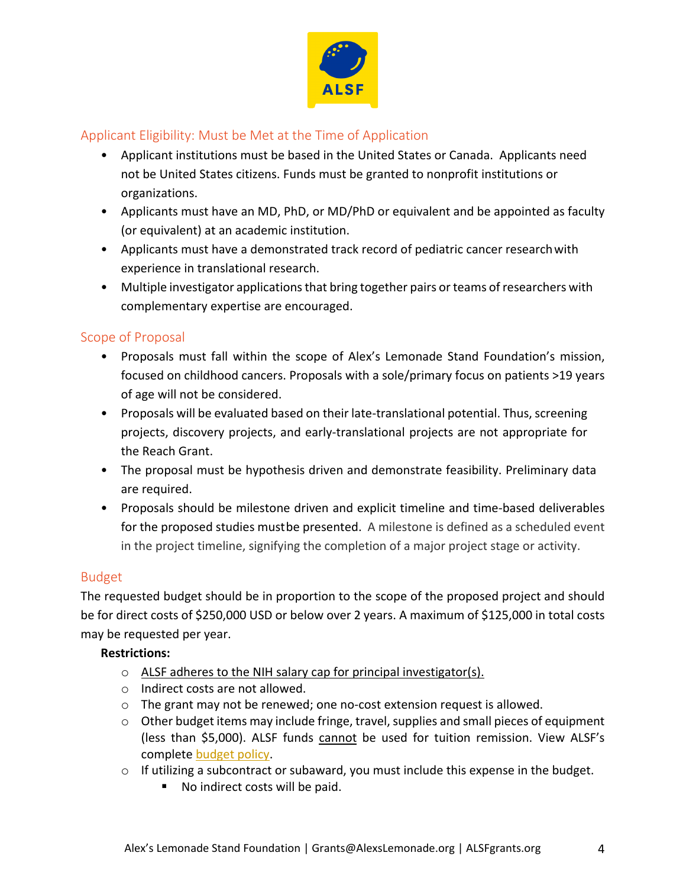## Applicant Eligibility: Must be Met at the Time of Application

- Applicant institutions must be based in the United States or Canada. Applicants need not be United States citizens. Funds must be granted to nonprofit institutions or organizations.
- Applicants must have an MD, PhD, or MD/PhD or equivalent and be appointed as faculty (or equivalent) at an academic institution.
- Applicants must have a demonstrated track record of pediatric cancer research with experience in translational research.
- Multiple investigator applications that bring together pairs or teams of researchers with complementary expertise are encouraged.

## Scope of Proposal

- Proposals must fall within the scope of Alex's Lemonade Stand Foundation's mission, focused on childhood cancers. Proposals with a sole/primary focus on patients >19 years of age will not be considered.
- Proposals will be evaluated based on their late-translational potential. Thus, screening projects, discovery projects, and early-translational projects are not appropriate for the Reach Grant.
- The proposal must be hypothesis driven and demonstrate feasibility. Preliminary data are required.
- Proposals should be milestone driven and explicit timeline and time-based deliverables for the proposed studies must be presented. A milestone is defined as a scheduled event in the project timeline, signifying the completion of a major project stage or activity.

## Budget

The requested budget should be in proportion to the scope of the proposed project and should be for direct costs of $250,000 USD or below over 2 years. A maximum of $125,000 in total costs may be requested per year.

**Restrictions:**

- ALSF adheres to the NIH salary cap for principal investigator(s).
- Indirect costs are not allowed.
- The grant may not be renewed; one no-cost extension request is allowed.
- Other budget items may include fringe, travel, supplies and small pieces of equipment (less than $5,000). ALSF funds cannot be used for tuition remission. View ALSF's complete budget policy.
- If utilizing a subcontract or subaward, you must include this expense in the budget.
  - No indirect costs will be paid.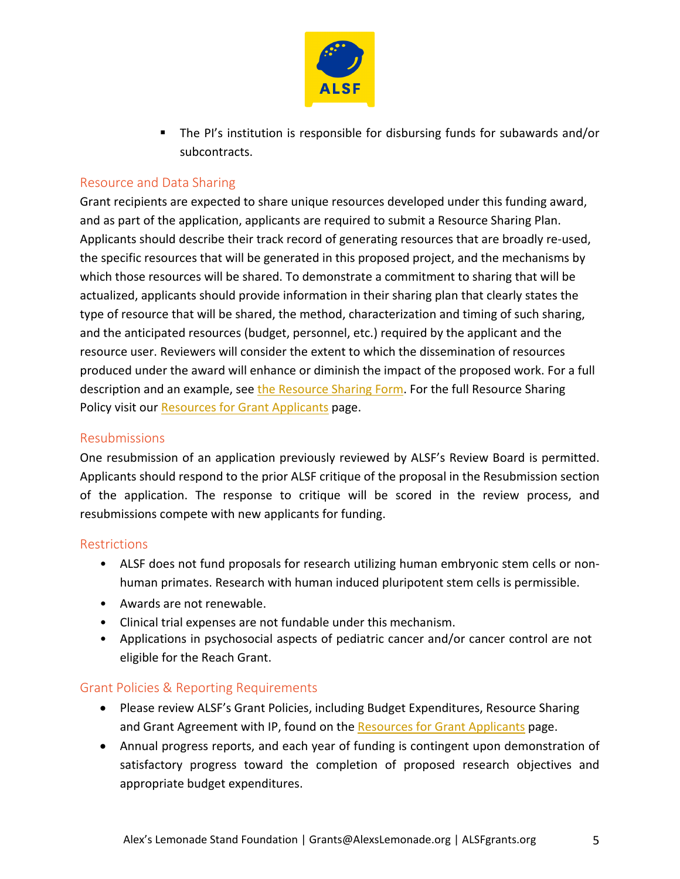- The PI's institution is responsible for disbursing funds for subawards and/or subcontracts.

## Resource and Data Sharing

Grant recipients are expected to share unique resources developed under this funding award, and as part of the application, applicants are required to submit a Resource Sharing Plan. Applicants should describe their track record of generating resources that are broadly re-used, the specific resources that will be generated in this proposed project, and the mechanisms by which those resources will be shared. To demonstrate a commitment to sharing that will be actualized, applicants should provide information in their sharing plan that clearly states the type of resource that will be shared, the method, characterization and timing of such sharing, and the anticipated resources (budget, personnel, etc.) required by the applicant and the resource user. Reviewers will consider the extent to which the dissemination of resources produced under the award will enhance or diminish the impact of the proposed work. For a full description and an example, see the Resource Sharing Form. For the full Resource Sharing Policy visit our Resources for Grant Applicants page.

## Resubmissions

One resubmission of an application previously reviewed by ALSF's Review Board is permitted. Applicants should respond to the prior ALSF critique of the proposal in the Resubmission section of the application. The response to critique will be scored in the review process, and resubmissions compete with new applicants for funding.

## Restrictions

- ALSF does not fund proposals for research utilizing human embryonic stem cells or non-human primates. Research with human induced pluripotent stem cells is permissible.
- Awards are not renewable.
- Clinical trial expenses are not fundable under this mechanism.
- Applications in psychosocial aspects of pediatric cancer and/or cancer control are not eligible for the Reach Grant.

## Grant Policies & Reporting Requirements

- Please review ALSF's Grant Policies, including Budget Expenditures, Resource Sharing and Grant Agreement with IP, found on the Resources for Grant Applicants page.
- Annual progress reports, and each year of funding is contingent upon demonstration of satisfactory progress toward the completion of proposed research objectives and appropriate budget expenditures.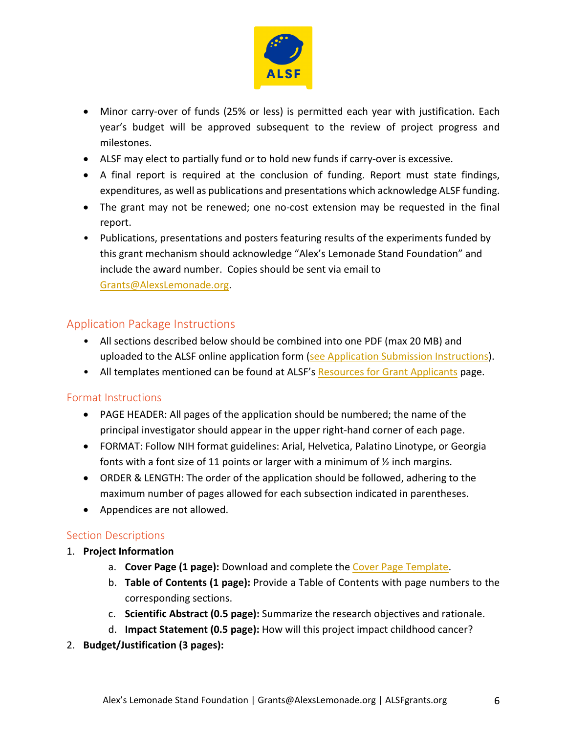- Minor carry-over of funds (25% or less) is permitted each year with justification. Each year's budget will be approved subsequent to the review of project progress and milestones.
- ALSF may elect to partially fund or to hold new funds if carry-over is excessive.
- A final report is required at the conclusion of funding. Report must state findings, expenditures, as well as publications and presentations which acknowledge ALSF funding.
- The grant may not be renewed; one no-cost extension may be requested in the final report.
- Publications, presentations and posters featuring results of the experiments funded by this grant mechanism should acknowledge "Alex's Lemonade Stand Foundation" and include the award number. Copies should be sent via email to Grants@AlexsLemonade.org.

## Application Package Instructions

- All sections described below should be combined into one PDF (max 20 MB) and uploaded to the ALSF online application form (see Application Submission Instructions).
- All templates mentioned can be found at ALSF's Resources for Grant Applicants page.

### Format Instructions

- PAGE HEADER: All pages of the application should be numbered; the name of the principal investigator should appear in the upper right-hand corner of each page.
- FORMAT: Follow NIH format guidelines: Arial, Helvetica, Palatino Linotype, or Georgia fonts with a font size of 11 points or larger with a minimum of ½ inch margins.
- ORDER & LENGTH: The order of the application should be followed, adhering to the maximum number of pages allowed for each subsection indicated in parentheses.
- Appendices are not allowed.

### Section Descriptions

1. **Project Information**
    a. **Cover Page (1 page):** Download and complete the Cover Page Template.
    b. **Table of Contents (1 page):** Provide a Table of Contents with page numbers to the corresponding sections.
    c. **Scientific Abstract (0.5 page):** Summarize the research objectives and rationale.
    d. **Impact Statement (0.5 page):** How will this project impact childhood cancer?
2. **Budget/Justification (3 pages):**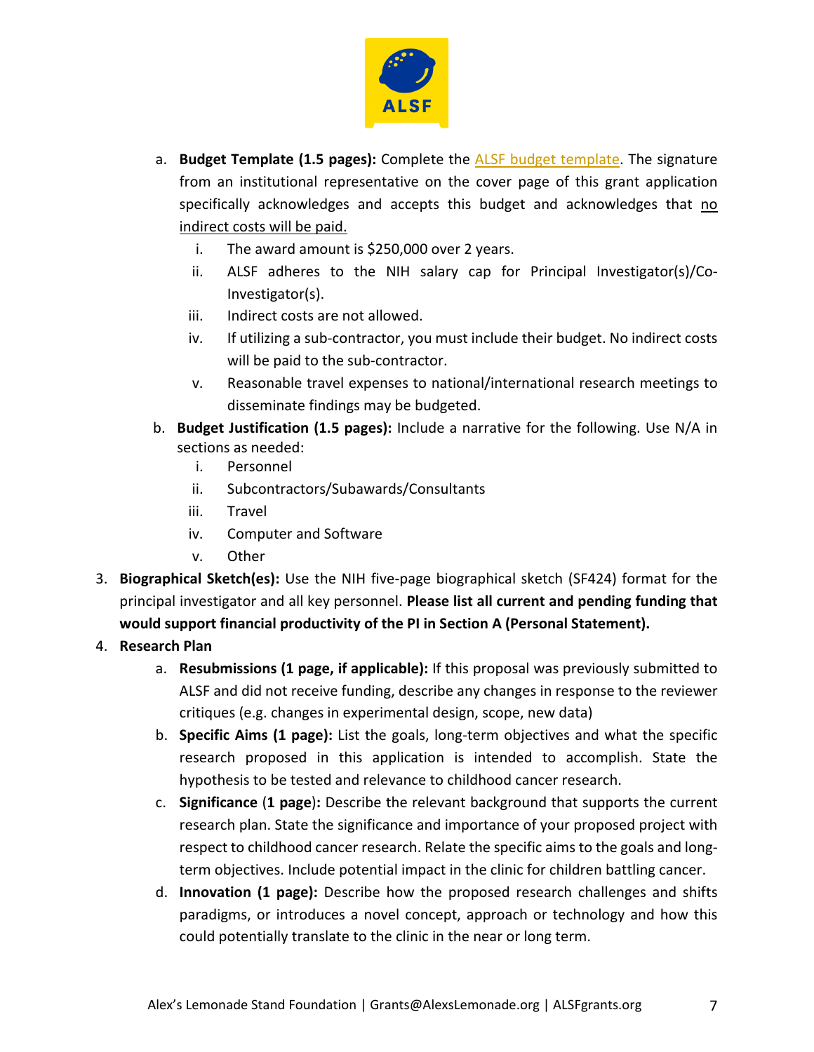a. **Budget Template (1.5 pages):** Complete the ALSF budget template. The signature from an institutional representative on the cover page of this grant application specifically acknowledges and accepts this budget and acknowledges that no indirect costs will be paid.
   i. The award amount is $250,000 over 2 years.
   ii. ALSF adheres to the NIH salary cap for Principal Investigator(s)/Co-Investigator(s).
   iii. Indirect costs are not allowed.
   iv. If utilizing a sub-contractor, you must include their budget. No indirect costs will be paid to the sub-contractor.
   v. Reasonable travel expenses to national/international research meetings to disseminate findings may be budgeted.

b. **Budget Justification (1.5 pages):** Include a narrative for the following. Use N/A in sections as needed:
   i. Personnel
   ii. Subcontractors/Subawards/Consultants
   iii. Travel
   iv. Computer and Software
   v. Other

3. **Biographical Sketch(es):** Use the NIH five-page biographical sketch (SF424) format for the principal investigator and all key personnel. **Please list all current and pending funding that would support financial productivity of the PI in Section A (Personal Statement).**

4. **Research Plan**
   a. **Resubmissions (1 page, if applicable):** If this proposal was previously submitted to ALSF and did not receive funding, describe any changes in response to the reviewer critiques (e.g. changes in experimental design, scope, new data)
   b. **Specific Aims (1 page):** List the goals, long-term objectives and what the specific research proposed in this application is intended to accomplish. State the hypothesis to be tested and relevance to childhood cancer research.
   c. **Significance (1 page):** Describe the relevant background that supports the current research plan. State the significance and importance of your proposed project with respect to childhood cancer research. Relate the specific aims to the goals and long-term objectives. Include potential impact in the clinic for children battling cancer.
   d. **Innovation (1 page):** Describe how the proposed research challenges and shifts paradigms, or introduces a novel concept, approach or technology and how this could potentially translate to the clinic in the near or long term.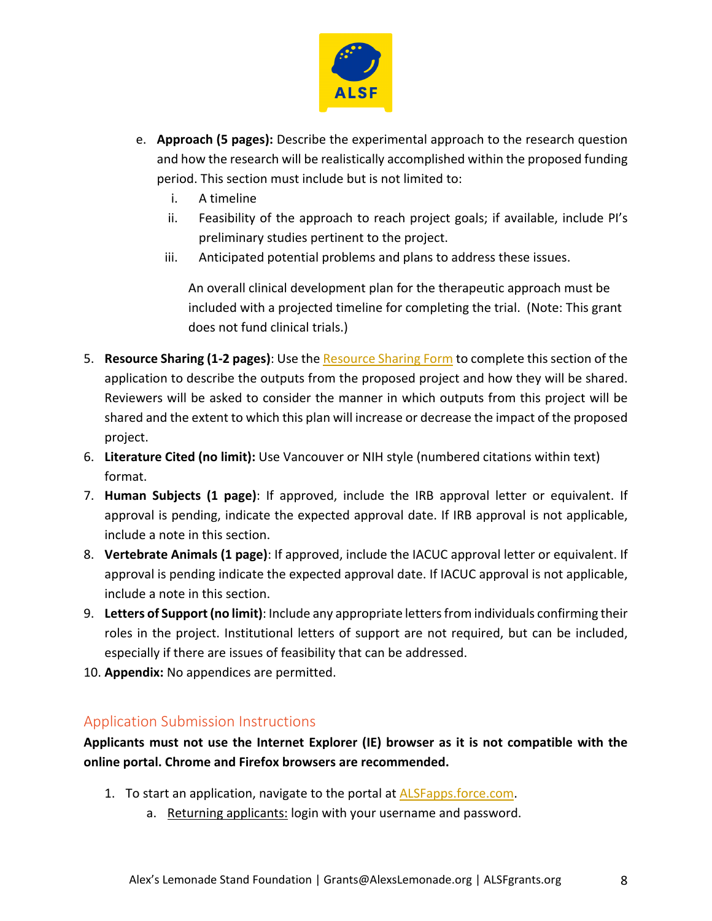e. **Approach (5 pages):** Describe the experimental approach to the research question and how the research will be realistically accomplished within the proposed funding period. This section must include but is not limited to:
   i. A timeline
   ii. Feasibility of the approach to reach project goals; if available, include PI's preliminary studies pertinent to the project.
   iii. Anticipated potential problems and plans to address these issues.

   An overall clinical development plan for the therapeutic approach must be included with a projected timeline for completing the trial. (Note: This grant does not fund clinical trials.)

5. **Resource Sharing (1-2 pages)**: Use the [Resource Sharing Form]() to complete this section of the application to describe the outputs from the proposed project and how they will be shared. Reviewers will be asked to consider the manner in which outputs from this project will be shared and the extent to which this plan will increase or decrease the impact of the proposed project.
6. **Literature Cited (no limit):** Use Vancouver or NIH style (numbered citations within text) format.
7. **Human Subjects (1 page)**: If approved, include the IRB approval letter or equivalent. If approval is pending, indicate the expected approval date. If IRB approval is not applicable, include a note in this section.
8. **Vertebrate Animals (1 page)**: If approved, include the IACUC approval letter or equivalent. If approval is pending indicate the expected approval date. If IACUC approval is not applicable, include a note in this section.
9. **Letters of Support (no limit)**: Include any appropriate letters from individuals confirming their roles in the project. Institutional letters of support are not required, but can be included, especially if there are issues of feasibility that can be addressed.
10. **Appendix:** No appendices are permitted.

## Application Submission Instructions

**Applicants must not use the Internet Explorer (IE) browser as it is not compatible with the online portal. Chrome and Firefox browsers are recommended.**

1. To start an application, navigate to the portal at [ALSFapps.force.com]().
   a. Returning applicants: login with your username and password.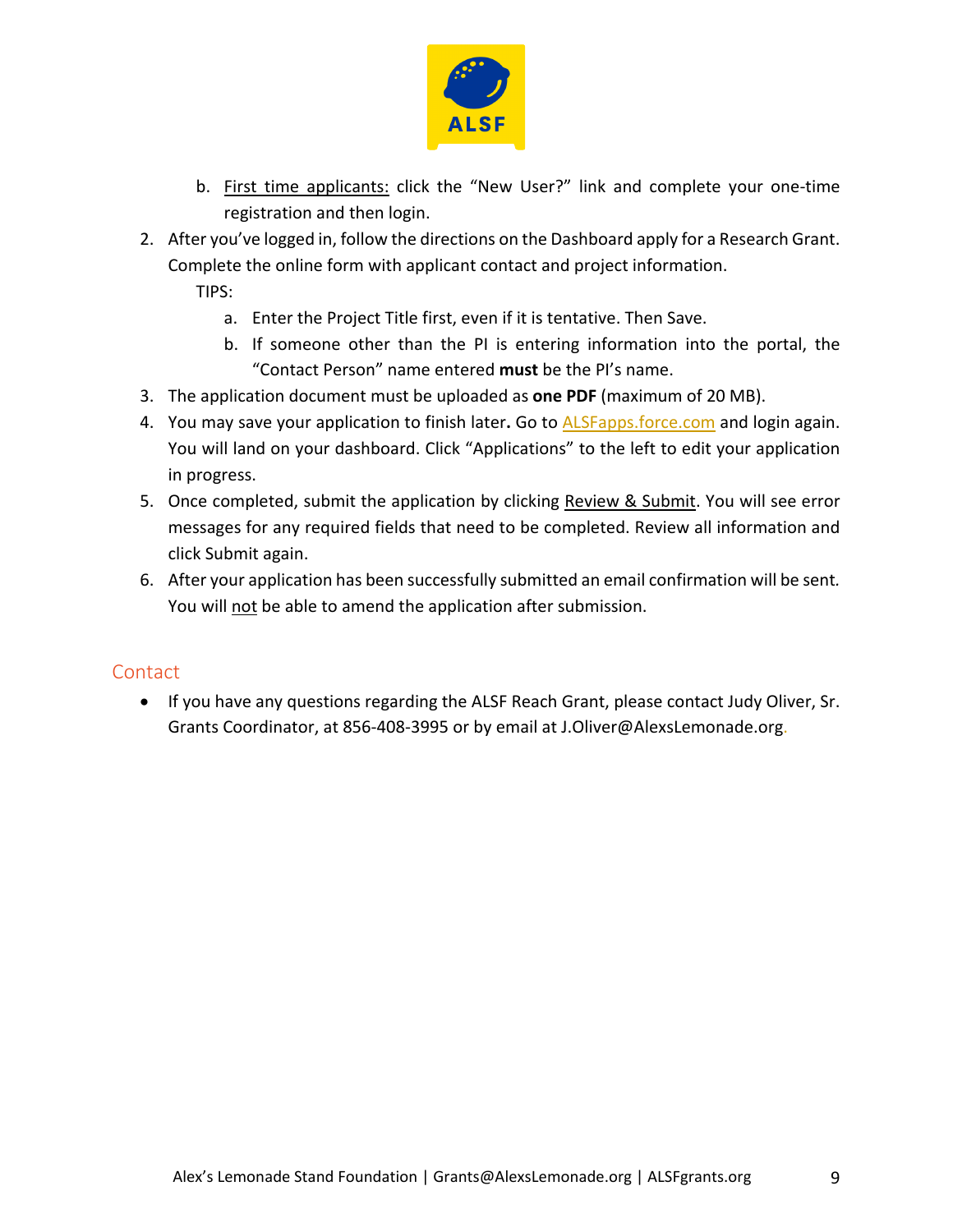b. <u>First time applicants:</u> click the "New User?" link and complete your one-time registration and then login.

2. After you've logged in, follow the directions on the Dashboard apply for a Research Grant. Complete the online form with applicant contact and project information.

   TIPS:

   a. Enter the Project Title first, even if it is tentative. Then Save.
   b. If someone other than the PI is entering information into the portal, the "Contact Person" name entered **must** be the PI's name.

3. The application document must be uploaded as **one PDF** (maximum of 20 MB).
4. You may save your application to finish later**.** Go to [ALSFapps.force.com](ALSFapps.force.com) and login again. You will land on your dashboard. Click "Applications" to the left to edit your application in progress.
5. Once completed, submit the application by clicking <u>Review & Submit</u>. You will see error messages for any required fields that need to be completed. Review all information and click Submit again.
6. After your application has been successfully submitted an email confirmation will be sent. You will <u>not</u> be able to amend the application after submission.

## Contact

- If you have any questions regarding the ALSF Reach Grant, please contact Judy Oliver, Sr. Grants Coordinator, at 856-408-3995 or by email at J.Oliver@AlexsLemonade.org.